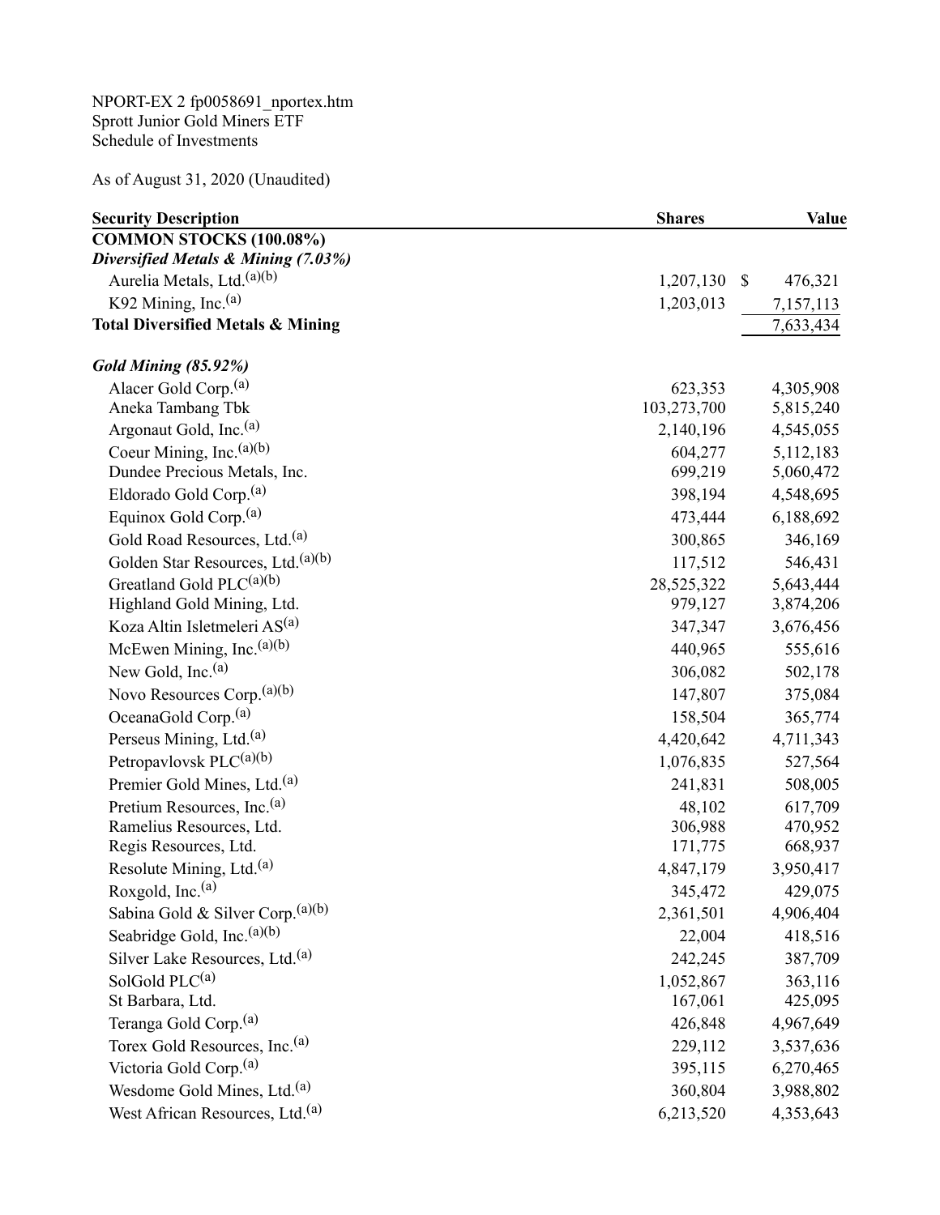NPORT-EX 2 fp0058691_nportex.htm
Sprott Junior Gold Miners ETF
Schedule of Investments

As of August 31, 2020 (Unaudited)

| Security Description | Shares | Value |
|---|---|---|
| **COMMON STOCKS (100.08%)** | | |
| ***Diversified Metals & Mining (7.03%)*** | | |
| Aurelia Metals, Ltd.[(a)(b)] | 1,207,130 | $ 476,321 |
| K92 Mining, Inc.[(a)] | 1,203,013 | 7,157,113 |
| **Total Diversified Metals & Mining** | | 7,633,434 |
| | | |
| ***Gold Mining (85.92%)*** | | |
| Alacer Gold Corp.[(a)] | 623,353 | 4,305,908 |
| Aneka Tambang Tbk | 103,273,700 | 5,815,240 |
| Argonaut Gold, Inc.[(a)] | 2,140,196 | 4,545,055 |
| Coeur Mining, Inc.[(a)(b)] | 604,277 | 5,112,183 |
| Dundee Precious Metals, Inc. | 699,219 | 5,060,472 |
| Eldorado Gold Corp.[(a)] | 398,194 | 4,548,695 |
| Equinox Gold Corp.[(a)] | 473,444 | 6,188,692 |
| Gold Road Resources, Ltd.[(a)] | 300,865 | 346,169 |
| Golden Star Resources, Ltd.[(a)(b)] | 117,512 | 546,431 |
| Greatland Gold PLC[(a)(b)] | 28,525,322 | 5,643,444 |
| Highland Gold Mining, Ltd. | 979,127 | 3,874,206 |
| Koza Altin Isletmeleri AS[(a)] | 347,347 | 3,676,456 |
| McEwen Mining, Inc.[(a)(b)] | 440,965 | 555,616 |
| New Gold, Inc.[(a)] | 306,082 | 502,178 |
| Novo Resources Corp.[(a)(b)] | 147,807 | 375,084 |
| OceanaGold Corp.[(a)] | 158,504 | 365,774 |
| Perseus Mining, Ltd.[(a)] | 4,420,642 | 4,711,343 |
| Petropavlovsk PLC[(a)(b)] | 1,076,835 | 527,564 |
| Premier Gold Mines, Ltd.[(a)] | 241,831 | 508,005 |
| Pretium Resources, Inc.[(a)] | 48,102 | 617,709 |
| Ramelius Resources, Ltd. | 306,988 | 470,952 |
| Regis Resources, Ltd. | 171,775 | 668,937 |
| Resolute Mining, Ltd.[(a)] | 4,847,179 | 3,950,417 |
| Roxgold, Inc.[(a)] | 345,472 | 429,075 |
| Sabina Gold & Silver Corp.[(a)(b)] | 2,361,501 | 4,906,404 |
| Seabridge Gold, Inc.[(a)(b)] | 22,004 | 418,516 |
| Silver Lake Resources, Ltd.[(a)] | 242,245 | 387,709 |
| SolGold PLC[(a)] | 1,052,867 | 363,116 |
| St Barbara, Ltd. | 167,061 | 425,095 |
| Teranga Gold Corp.[(a)] | 426,848 | 4,967,649 |
| Torex Gold Resources, Inc.[(a)] | 229,112 | 3,537,636 |
| Victoria Gold Corp.[(a)] | 395,115 | 6,270,465 |
| Wesdome Gold Mines, Ltd.[(a)] | 360,804 | 3,988,802 |
| West African Resources, Ltd.[(a)] | 6,213,520 | 4,353,643 |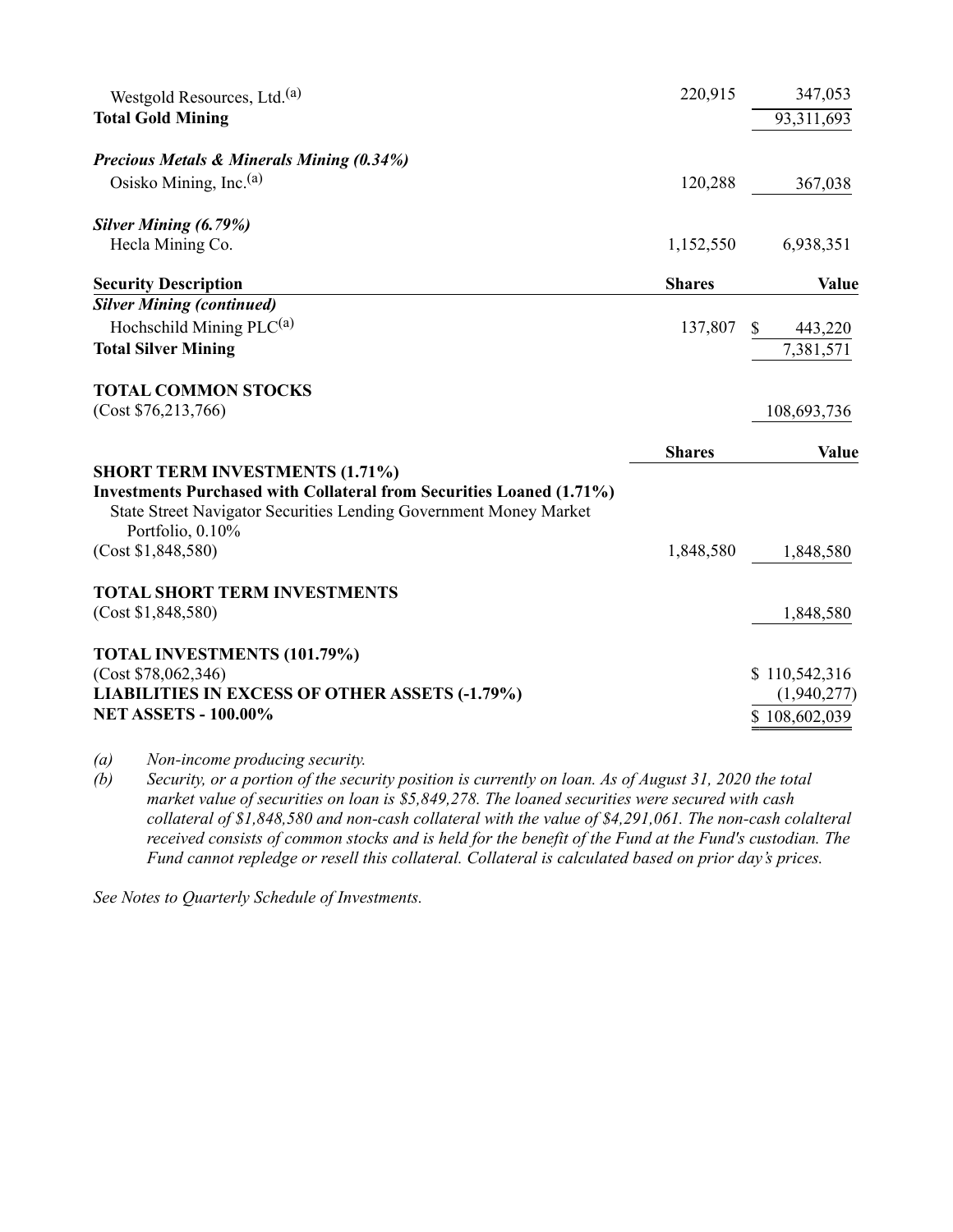| Security Description | Shares | Value |
|---|---|---|
| Westgold Resources, Ltd.[(a)] | 220,915 | 347,053 |
| **Total Gold Mining** | | 93,311,693 |
| | | |
| ***Precious Metals & Minerals Mining (0.34%)*** | | |
| Osisko Mining, Inc.[(a)] | 120,288 | 367,038 |
| | | |
| ***Silver Mining (6.79%)*** | | |
| Hecla Mining Co. | 1,152,550 | 6,938,351 |

| Security Description | Shares | Value |
|---|---|---|
| ***Silver Mining (continued)*** | | |
| Hochschild Mining PLC[(a)] | 137,807 | $ 443,220 |
| **Total Silver Mining** | | 7,381,571 |
| | | |
| **TOTAL COMMON STOCKS** | | |
| (Cost $76,213,766) | | 108,693,736 |

| | Shares | Value |
|---|---|---|
| **SHORT TERM INVESTMENTS (1.71%)** | | |
| **Investments Purchased with Collateral from Securities Loaned (1.71%)** | | |
| State Street Navigator Securities Lending Government Money Market Portfolio, 0.10% | | |
| (Cost $1,848,580) | 1,848,580 | 1,848,580 |
| | | |
| **TOTAL SHORT TERM INVESTMENTS** | | |
| (Cost $1,848,580) | | 1,848,580 |
| | | |
| **TOTAL INVESTMENTS (101.79%)** | | |
| (Cost $78,062,346) | | $ 110,542,316 |
| **LIABILITIES IN EXCESS OF OTHER ASSETS (-1.79%)** | | (1,940,277) |
| **NET ASSETS - 100.00%** | | $ 108,602,039 |

*(a) Non-income producing security.*

*(b) Security, or a portion of the security position is currently on loan. As of August 31, 2020 the total market value of securities on loan is $5,849,278. The loaned securities were secured with cash collateral of $1,848,580 and non-cash collateral with the value of $4,291,061. The non-cash colalteral received consists of common stocks and is held for the benefit of the Fund at the Fund's custodian. The Fund cannot repledge or resell this collateral. Collateral is calculated based on prior day's prices.*

*See Notes to Quarterly Schedule of Investments.*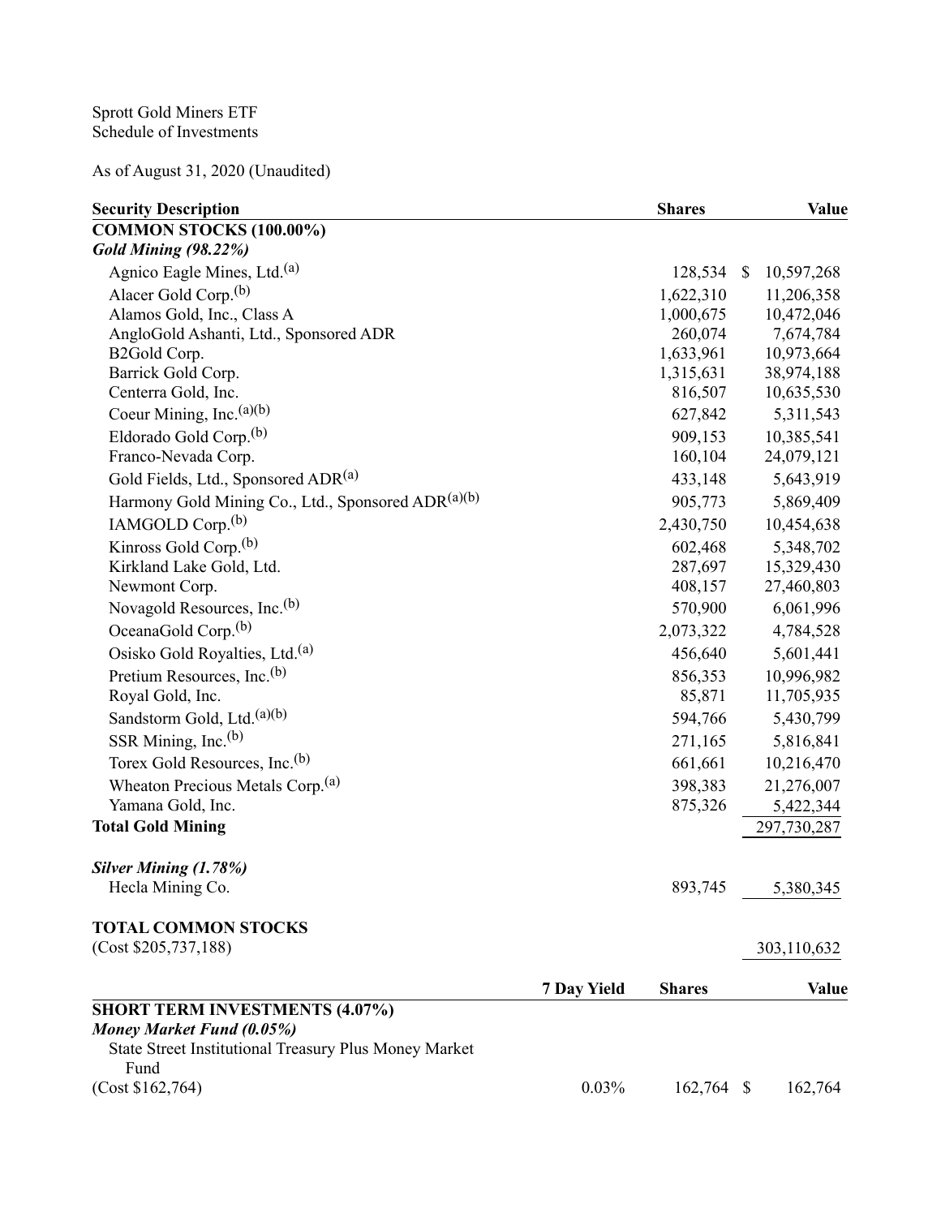Sprott Gold Miners ETF
Schedule of Investments

As of August 31, 2020 (Unaudited)

| Security Description | | Shares | Value |
|---|---|---|---|
| **COMMON STOCKS (100.00%)** | | | |
| ***Gold Mining (98.22%)*** | | | |
| Agnico Eagle Mines, Ltd.[(a)] | | 128,534 | $ 10,597,268 |
| Alacer Gold Corp.[(b)] | | 1,622,310 | 11,206,358 |
| Alamos Gold, Inc., Class A | | 1,000,675 | 10,472,046 |
| AngloGold Ashanti, Ltd., Sponsored ADR | | 260,074 | 7,674,784 |
| B2Gold Corp. | | 1,633,961 | 10,973,664 |
| Barrick Gold Corp. | | 1,315,631 | 38,974,188 |
| Centerra Gold, Inc. | | 816,507 | 10,635,530 |
| Coeur Mining, Inc.[(a)(b)] | | 627,842 | 5,311,543 |
| Eldorado Gold Corp.[(b)] | | 909,153 | 10,385,541 |
| Franco-Nevada Corp. | | 160,104 | 24,079,121 |
| Gold Fields, Ltd., Sponsored ADR[(a)] | | 433,148 | 5,643,919 |
| Harmony Gold Mining Co., Ltd., Sponsored ADR[(a)(b)] | | 905,773 | 5,869,409 |
| IAMGOLD Corp.[(b)] | | 2,430,750 | 10,454,638 |
| Kinross Gold Corp.[(b)] | | 602,468 | 5,348,702 |
| Kirkland Lake Gold, Ltd. | | 287,697 | 15,329,430 |
| Newmont Corp. | | 408,157 | 27,460,803 |
| Novagold Resources, Inc.[(b)] | | 570,900 | 6,061,996 |
| OceanaGold Corp.[(b)] | | 2,073,322 | 4,784,528 |
| Osisko Gold Royalties, Ltd.[(a)] | | 456,640 | 5,601,441 |
| Pretium Resources, Inc.[(b)] | | 856,353 | 10,996,982 |
| Royal Gold, Inc. | | 85,871 | 11,705,935 |
| Sandstorm Gold, Ltd.[(a)(b)] | | 594,766 | 5,430,799 |
| SSR Mining, Inc.[(b)] | | 271,165 | 5,816,841 |
| Torex Gold Resources, Inc.[(b)] | | 661,661 | 10,216,470 |
| Wheaton Precious Metals Corp.[(a)] | | 398,383 | 21,276,007 |
| Yamana Gold, Inc. | | 875,326 | 5,422,344 |
| **Total Gold Mining** | | | 297,730,287 |
| | | | |
| ***Silver Mining (1.78%)*** | | | |
| Hecla Mining Co. | | 893,745 | 5,380,345 |
| | | | |
| **TOTAL COMMON STOCKS** | | | |
| (Cost $205,737,188) | | | 303,110,632 |
| | **7 Day Yield** | **Shares** | **Value** |
| **SHORT TERM INVESTMENTS (4.07%)** | | | |
| ***Money Market Fund (0.05%)*** | | | |
| State Street Institutional Treasury Plus Money Market Fund | | | |
| (Cost $162,764) | 0.03% | 162,764 | $ 162,764 |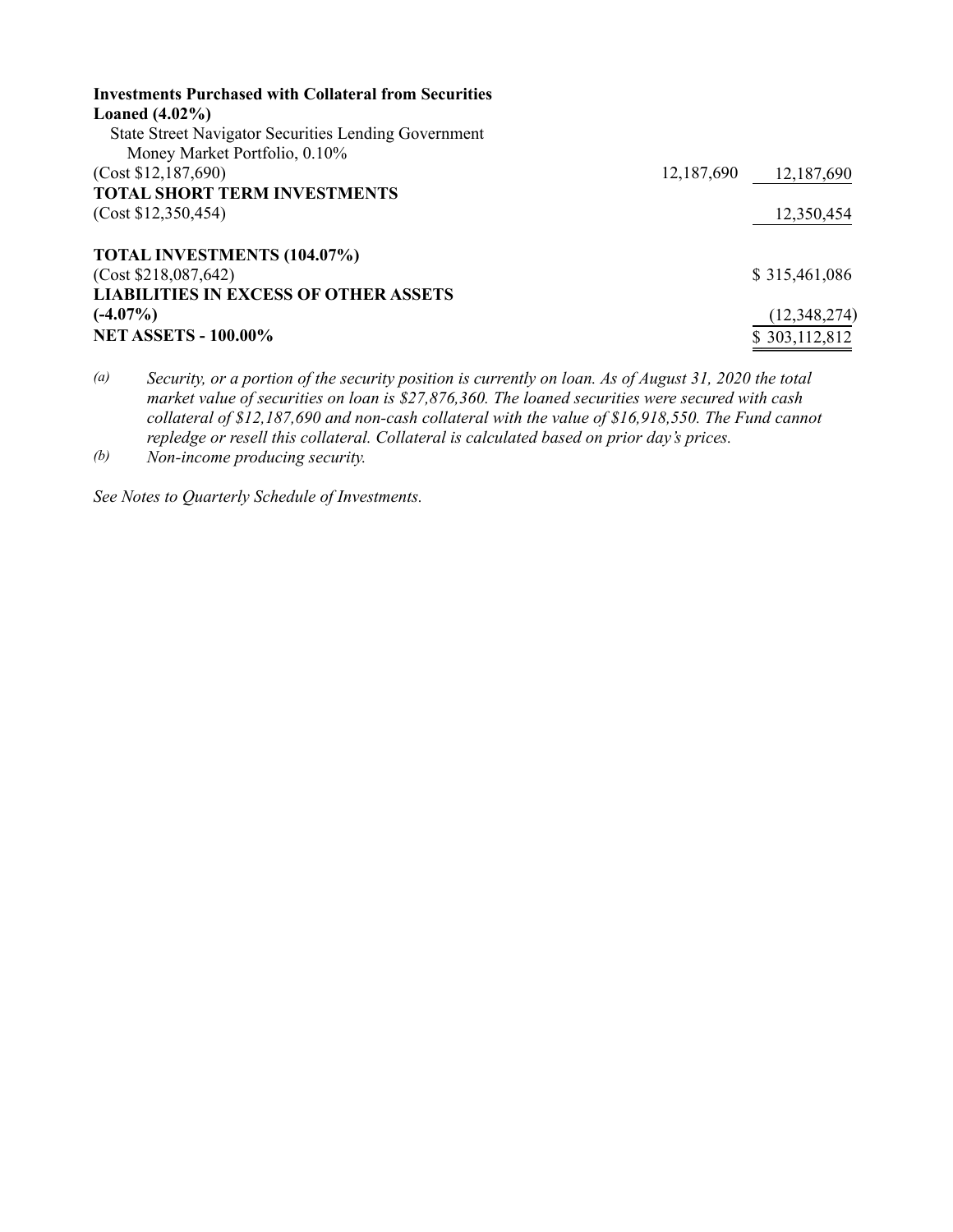| | Shares | Value |
|---|---|---|
| **Investments Purchased with Collateral from Securities Loaned (4.02%)** | | |
| State Street Navigator Securities Lending Government Money Market Portfolio, 0.10% | | |
| (Cost $12,187,690) | 12,187,690 | 12,187,690 |
| **TOTAL SHORT TERM INVESTMENTS** | | |
| (Cost $12,350,454) | | 12,350,454 |
| | | |
| **TOTAL INVESTMENTS (104.07%)** | | |
| (Cost $218,087,642) | | $ 315,461,086 |
| **LIABILITIES IN EXCESS OF OTHER ASSETS (-4.07%)** | | (12,348,274) |
| **NET ASSETS - 100.00%** | | $ 303,112,812 |

*(a)* *Security, or a portion of the security position is currently on loan. As of August 31, 2020 the total market value of securities on loan is $27,876,360. The loaned securities were secured with cash collateral of $12,187,690 and non-cash collateral with the value of $16,918,550. The Fund cannot repledge or resell this collateral. Collateral is calculated based on prior day's prices.*

*(b)* *Non-income producing security.*

*See Notes to Quarterly Schedule of Investments.*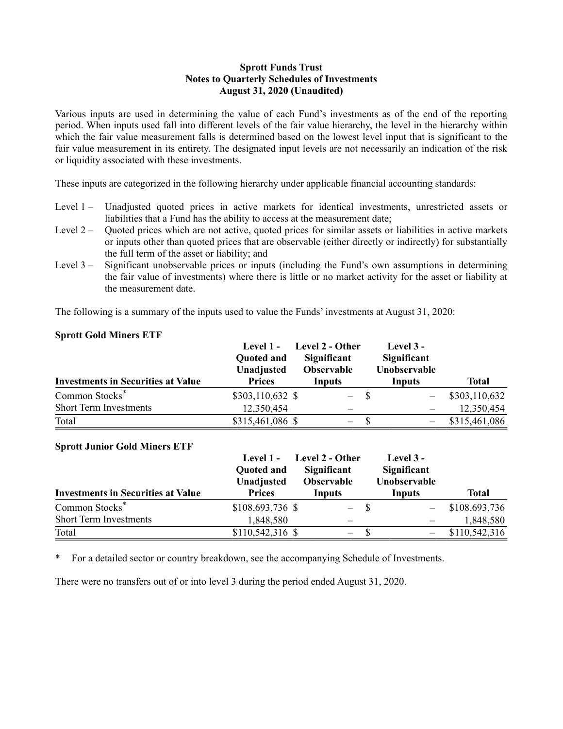**Sprott Funds Trust**
**Notes to Quarterly Schedules of Investments**
**August 31, 2020 (Unaudited)**

Various inputs are used in determining the value of each Fund's investments as of the end of the reporting period. When inputs used fall into different levels of the fair value hierarchy, the level in the hierarchy within which the fair value measurement falls is determined based on the lowest level input that is significant to the fair value measurement in its entirety. The designated input levels are not necessarily an indication of the risk or liquidity associated with these investments.

These inputs are categorized in the following hierarchy under applicable financial accounting standards:

- Level 1 – Unadjusted quoted prices in active markets for identical investments, unrestricted assets or liabilities that a Fund has the ability to access at the measurement date;
- Level 2 – Quoted prices which are not active, quoted prices for similar assets or liabilities in active markets or inputs other than quoted prices that are observable (either directly or indirectly) for substantially the full term of the asset or liability; and
- Level 3 – Significant unobservable prices or inputs (including the Fund's own assumptions in determining the fair value of investments) where there is little or no market activity for the asset or liability at the measurement date.

The following is a summary of the inputs used to value the Funds' investments at August 31, 2020:

**Sprott Gold Miners ETF**

| Investments in Securities at Value | Level 1 - Quoted and Unadjusted Prices | Level 2 - Other Significant Observable Inputs | Level 3 - Significant Unobservable Inputs | Total |
|---|---|---|---|---|
| Common Stocks* | $303,110,632 | $ – | $ – | $303,110,632 |
| Short Term Investments | 12,350,454 | – | – | 12,350,454 |
| Total | $315,461,086 | $ – | $ – | $315,461,086 |

**Sprott Junior Gold Miners ETF**

| Investments in Securities at Value | Level 1 - Quoted and Unadjusted Prices | Level 2 - Other Significant Observable Inputs | Level 3 - Significant Unobservable Inputs | Total |
|---|---|---|---|---|
| Common Stocks* | $108,693,736 | $ – | $ – | $108,693,736 |
| Short Term Investments | 1,848,580 | – | – | 1,848,580 |
| Total | $110,542,316 | $ – | $ – | $110,542,316 |

\* For a detailed sector or country breakdown, see the accompanying Schedule of Investments.

There were no transfers out of or into level 3 during the period ended August 31, 2020.